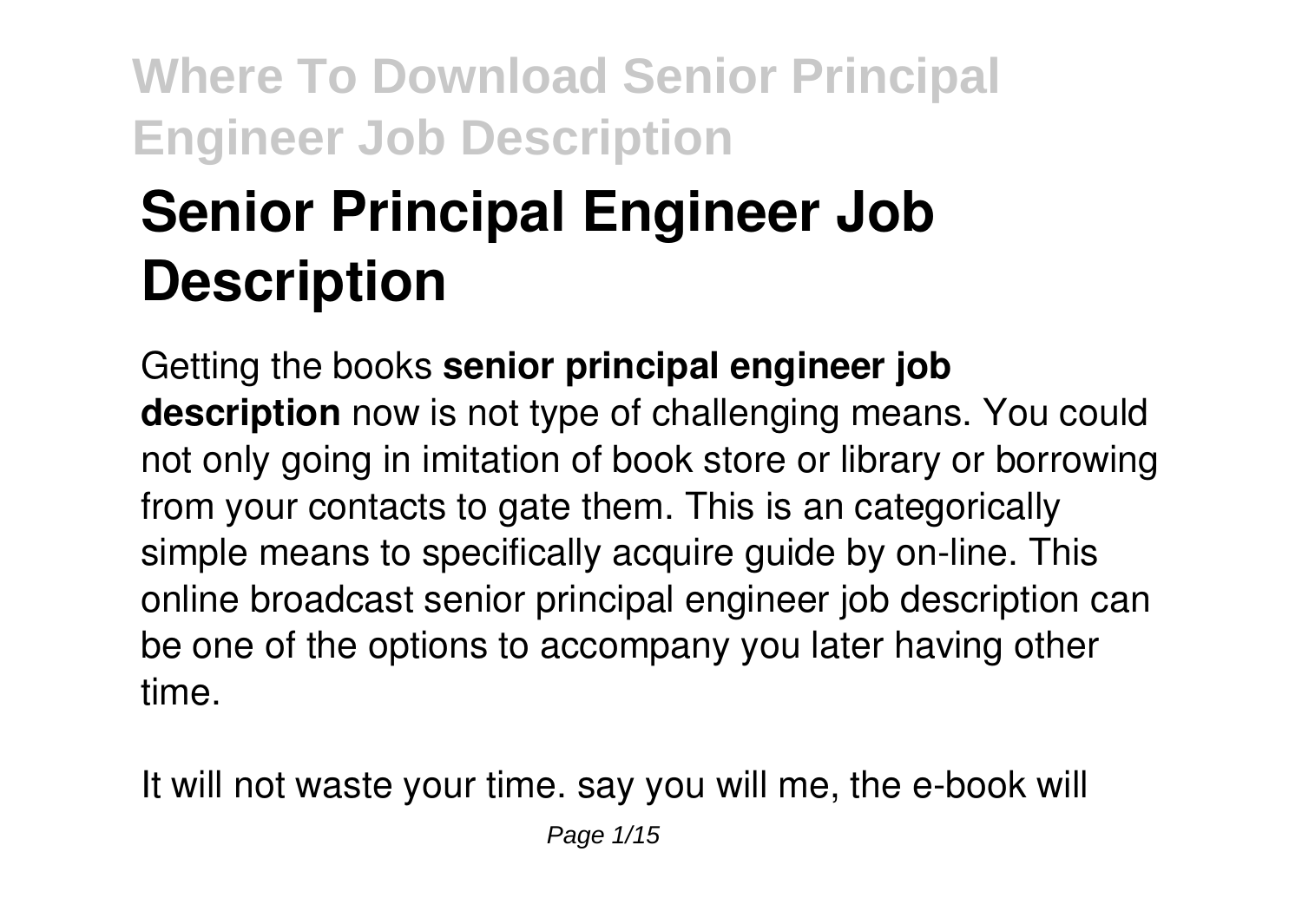# Senior Principal Engineer Job Description

Getting the books **senior principal engineer job description** now is not type of challenging means. You could not only going in imitation of book store or library or borrowing from your contacts to gate them. This is an categorically simple means to specifically acquire guide by on-line. This online broadcast senior principal engineer job description can be one of the options to accompany you later having other time.

It will not waste your time. say you will me, the e-book will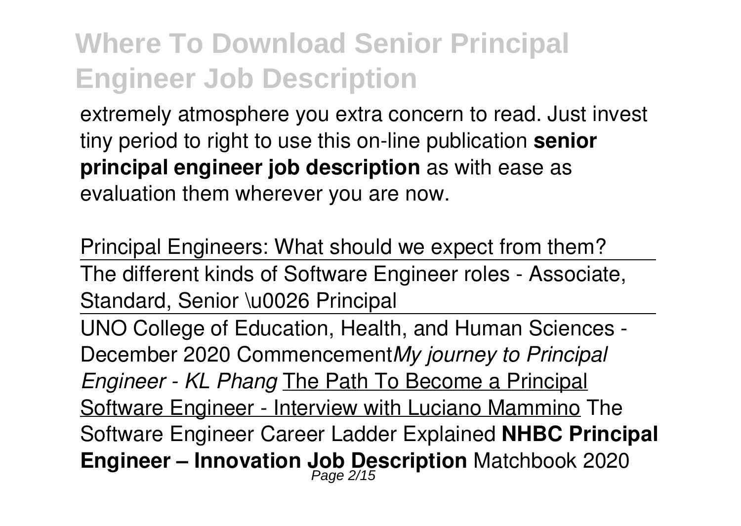extremely atmosphere you extra concern to read. Just invest tiny period to right to use this on-line publication **senior principal engineer job description** as with ease as evaluation them wherever you are now.

Principal Engineers: What should we expect from them?

The different kinds of Software Engineer roles - Associate, Standard, Senior \u0026 Principal

UNO College of Education, Health, and Human Sciences - December 2020 Commencement *My journey to Principal Engineer - KL Phang* The Path To Become a Principal Software Engineer - Interview with Luciano Mammino The Software Engineer Career Ladder Explained **NHBC Principal Engineer – Innovation Job Description** Matchbook 2020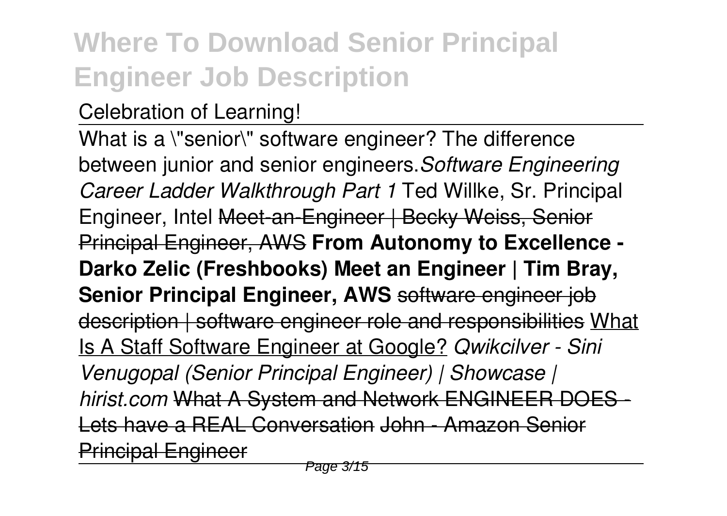Celebration of Learning!

What is a \"senior\" software engineer? The difference between junior and senior engineers.*Software Engineering Career Ladder Walkthrough Part 1* Ted Willke, Sr. Principal Engineer, Intel ~~Meet-an-Engineer | Becky Weiss, Senior Principal Engineer, AWS~~ **From Autonomy to Excellence - Darko Zelic (Freshbooks) Meet an Engineer | Tim Bray, Senior Principal Engineer, AWS** ~~software engineer job description | software engineer role and responsibilities~~ What Is A Staff Software Engineer at Google? *Qwikcilver - Sini Venugopal (Senior Principal Engineer) | Showcase | hirist.com* ~~What A System and Network ENGINEER DOES - Lets have a REAL Conversation~~ ~~John - Amazon Senior Principal Engineer~~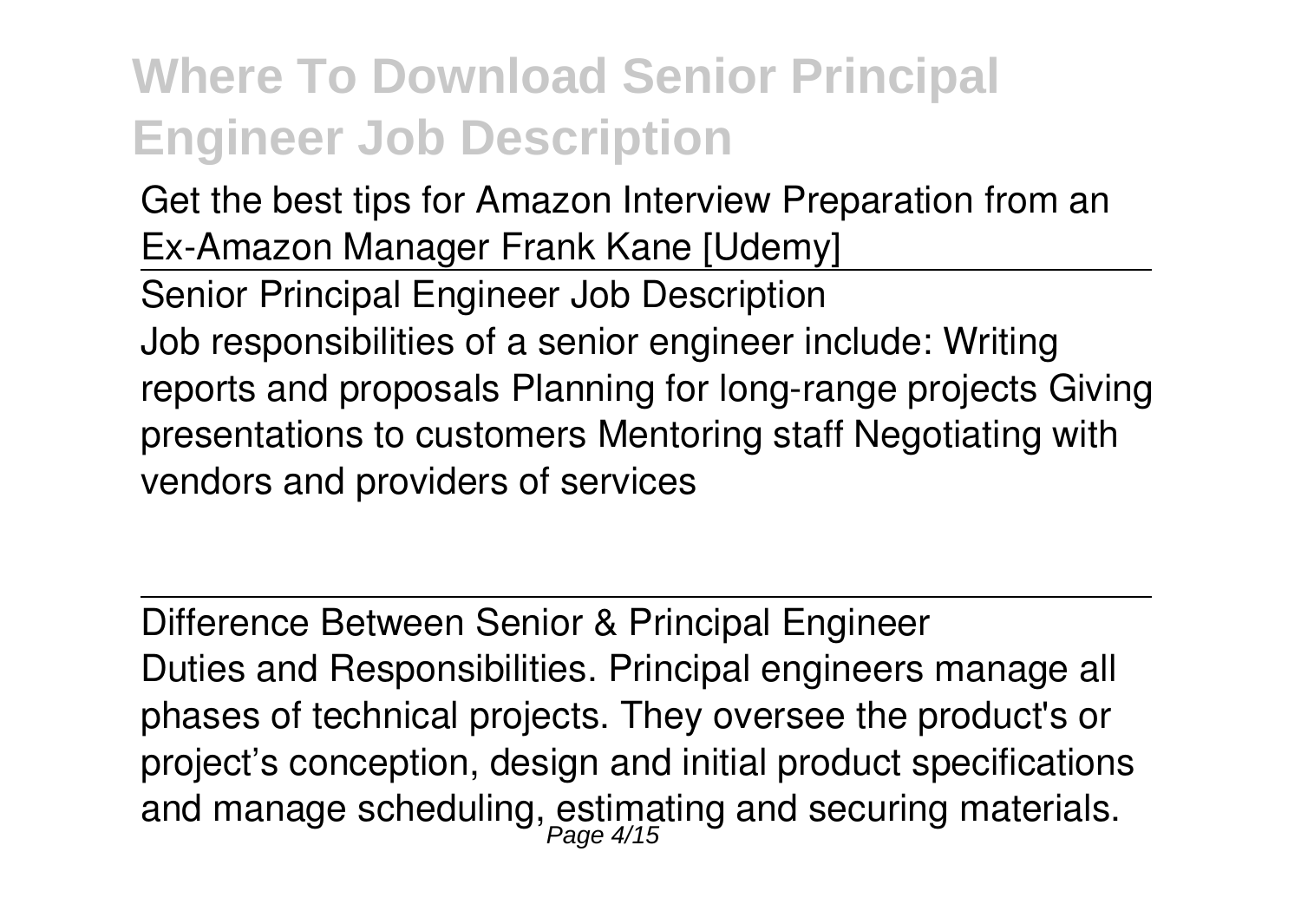# Where To Download Senior Principal Engineer Job Description

Get the best tips for Amazon Interview Preparation from an Ex-Amazon Manager Frank Kane [Udemy]

Senior Principal Engineer Job Description

Job responsibilities of a senior engineer include: Writing reports and proposals Planning for long-range projects Giving presentations to customers Mentoring staff Negotiating with vendors and providers of services

Difference Between Senior & Principal Engineer

Duties and Responsibilities. Principal engineers manage all phases of technical projects. They oversee the product's or project's conception, design and initial product specifications and manage scheduling, estimating and securing materials.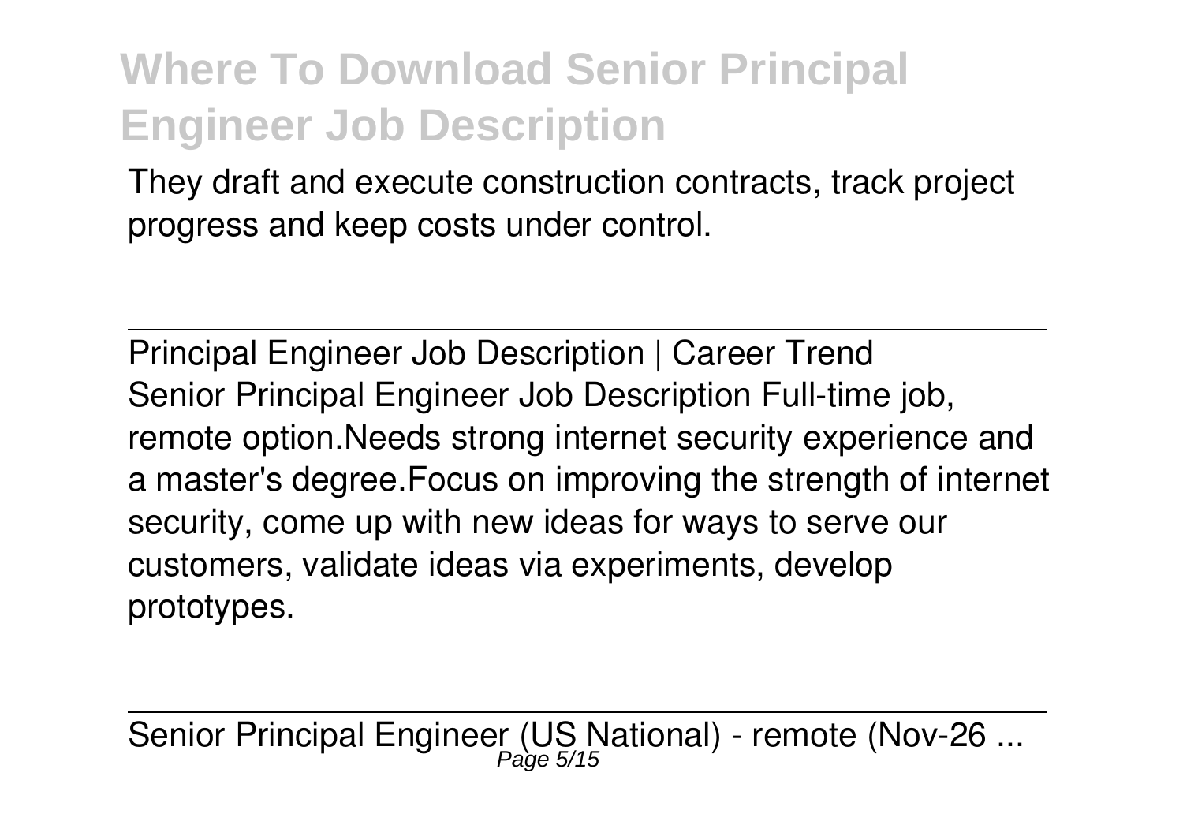They draft and execute construction contracts, track project progress and keep costs under control.

---

Principal Engineer Job Description | Career Trend

Senior Principal Engineer Job Description Full-time job, remote option.Needs strong internet security experience and a master's degree.Focus on improving the strength of internet security, come up with new ideas for ways to serve our customers, validate ideas via experiments, develop prototypes.

---

Senior Principal Engineer (US National) - remote (Nov-26 ...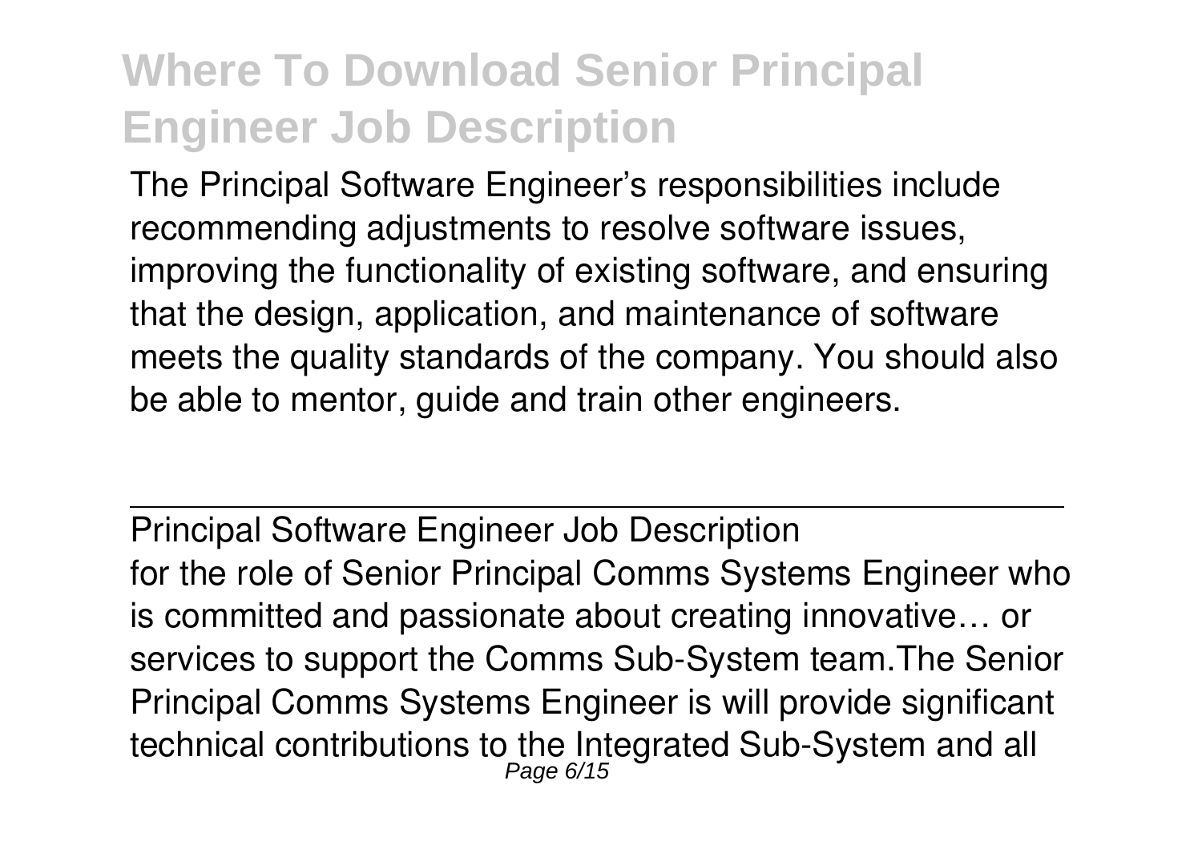The Principal Software Engineer's responsibilities include recommending adjustments to resolve software issues, improving the functionality of existing software, and ensuring that the design, application, and maintenance of software meets the quality standards of the company. You should also be able to mentor, guide and train other engineers.

---

## Principal Software Engineer Job Description

for the role of Senior Principal Comms Systems Engineer who is committed and passionate about creating innovative… or services to support the Comms Sub-System team.The Senior Principal Comms Systems Engineer is will provide significant technical contributions to the Integrated Sub-System and all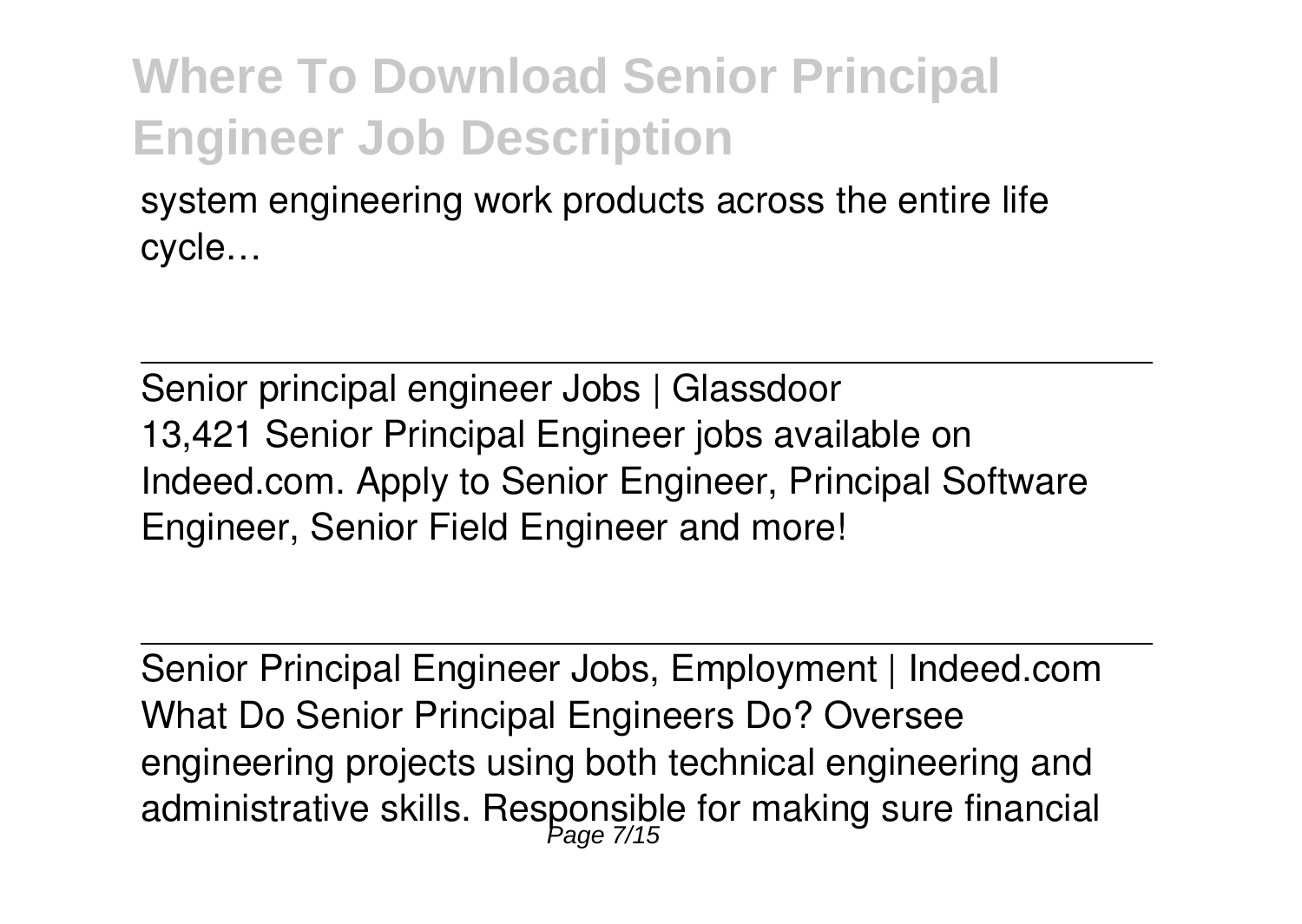system engineering work products across the entire life cycle…

---

Senior principal engineer Jobs | Glassdoor

13,421 Senior Principal Engineer jobs available on Indeed.com. Apply to Senior Engineer, Principal Software Engineer, Senior Field Engineer and more!

---

Senior Principal Engineer Jobs, Employment | Indeed.com

What Do Senior Principal Engineers Do? Oversee engineering projects using both technical engineering and administrative skills. Responsible for making sure financial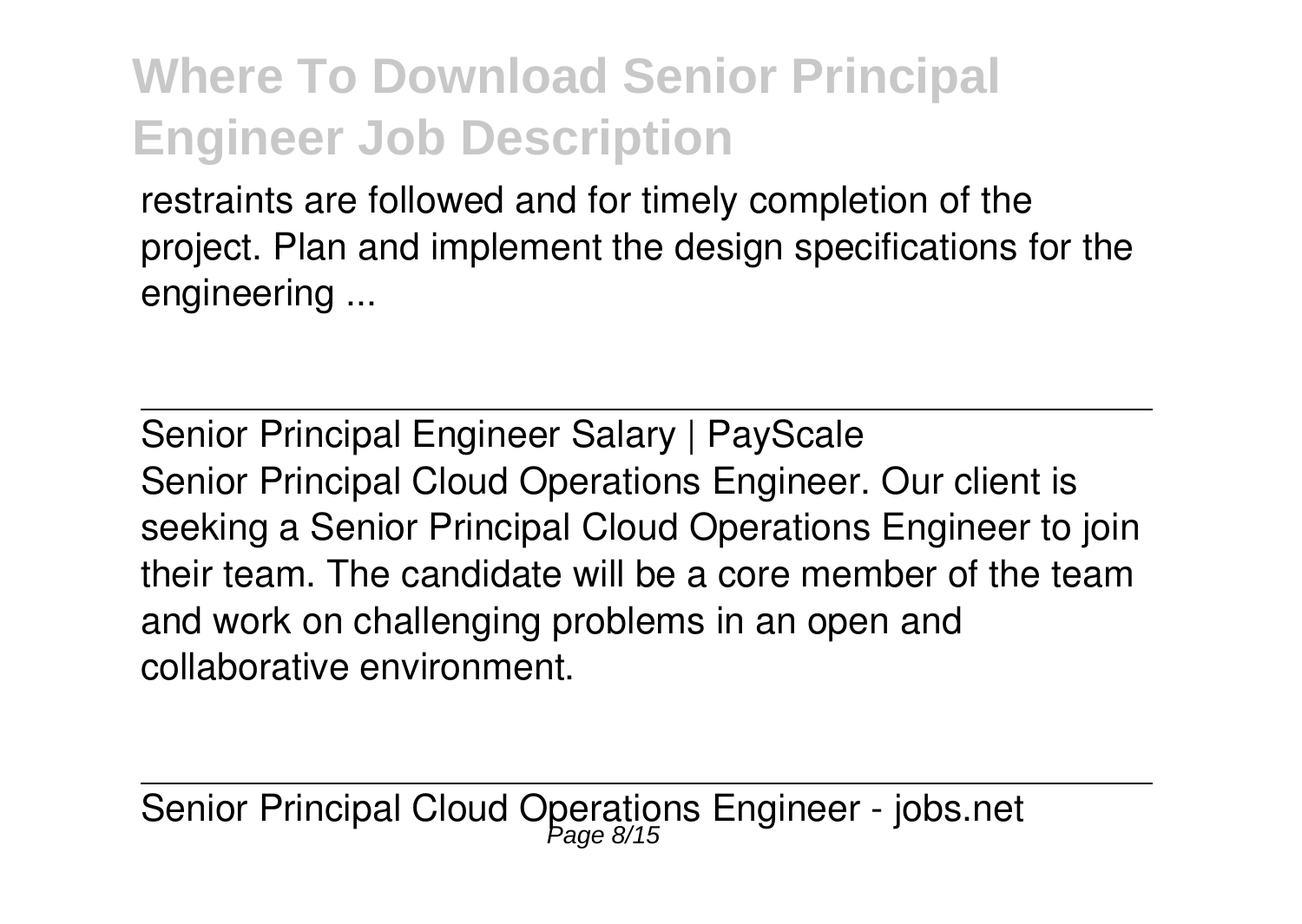restraints are followed and for timely completion of the project. Plan and implement the design specifications for the engineering ...

Senior Principal Engineer Salary | PayScale

Senior Principal Cloud Operations Engineer. Our client is seeking a Senior Principal Cloud Operations Engineer to join their team. The candidate will be a core member of the team and work on challenging problems in an open and collaborative environment.

Senior Principal Cloud Operations Engineer - jobs.net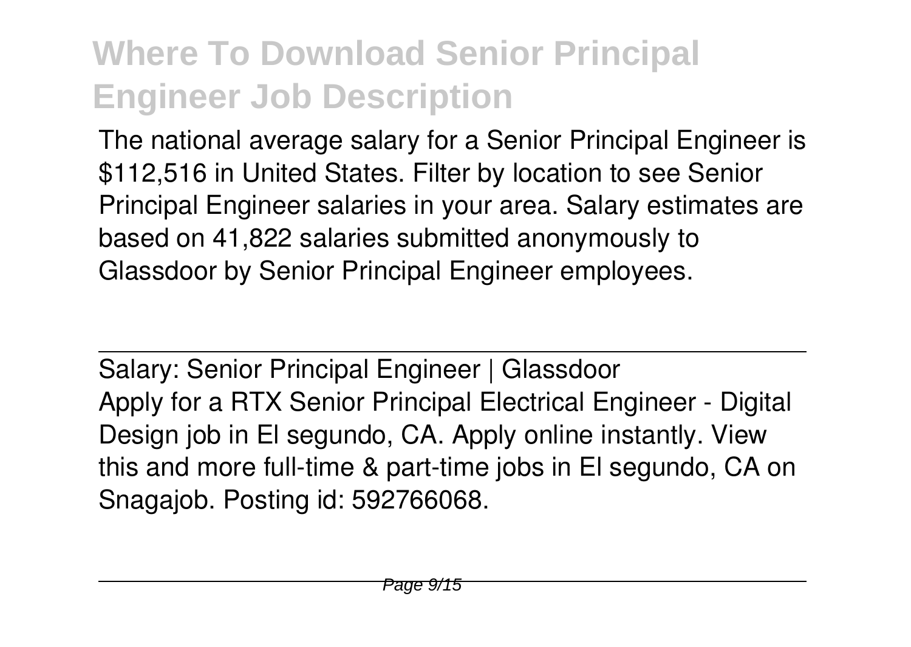The national average salary for a Senior Principal Engineer is $112,516 in United States. Filter by location to see Senior Principal Engineer salaries in your area. Salary estimates are based on 41,822 salaries submitted anonymously to Glassdoor by Senior Principal Engineer employees.

Salary: Senior Principal Engineer | Glassdoor

Apply for a RTX Senior Principal Electrical Engineer - Digital Design job in El segundo, CA. Apply online instantly. View this and more full-time & part-time jobs in El segundo, CA on Snagajob. Posting id: 592766068.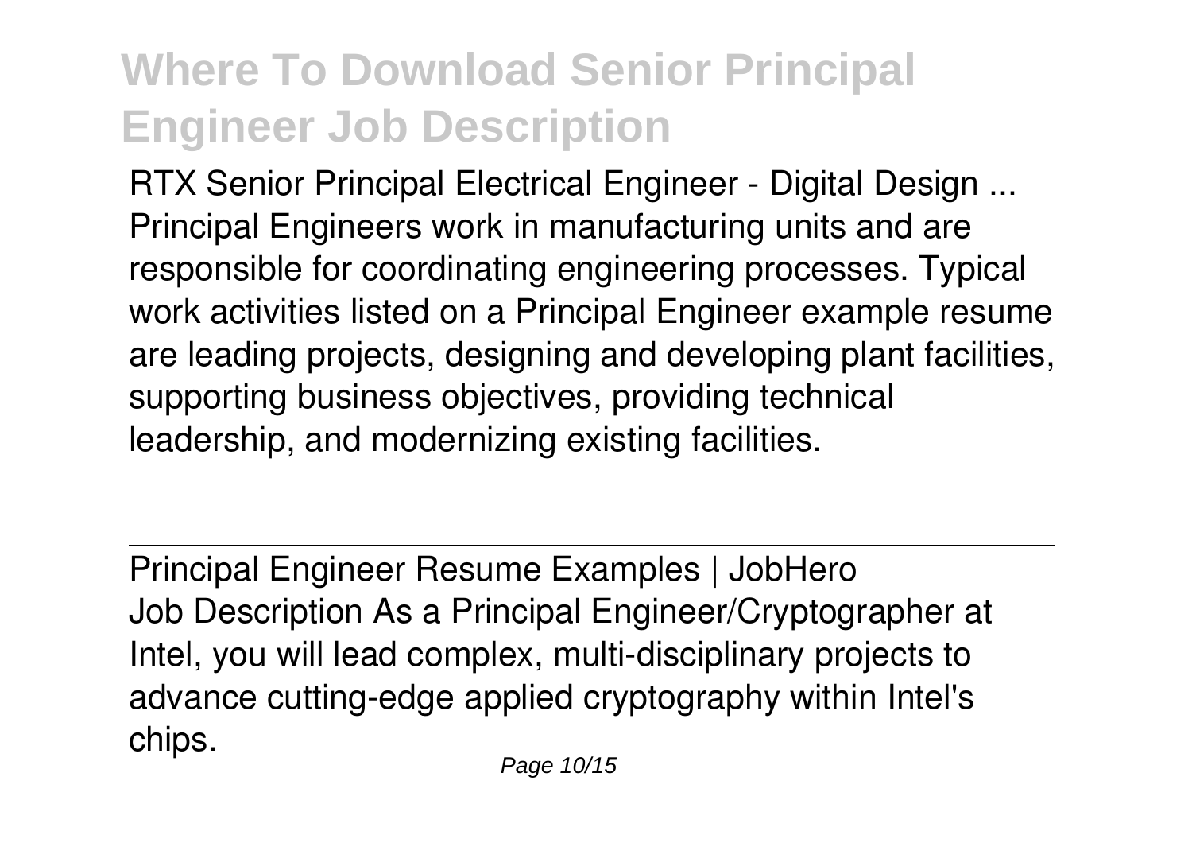# Where To Download Senior Principal Engineer Job Description

RTX Senior Principal Electrical Engineer - Digital Design ... Principal Engineers work in manufacturing units and are responsible for coordinating engineering processes. Typical work activities listed on a Principal Engineer example resume are leading projects, designing and developing plant facilities, supporting business objectives, providing technical leadership, and modernizing existing facilities.

---

Principal Engineer Resume Examples | JobHero

Job Description As a Principal Engineer/Cryptographer at Intel, you will lead complex, multi-disciplinary projects to advance cutting-edge applied cryptography within Intel's chips.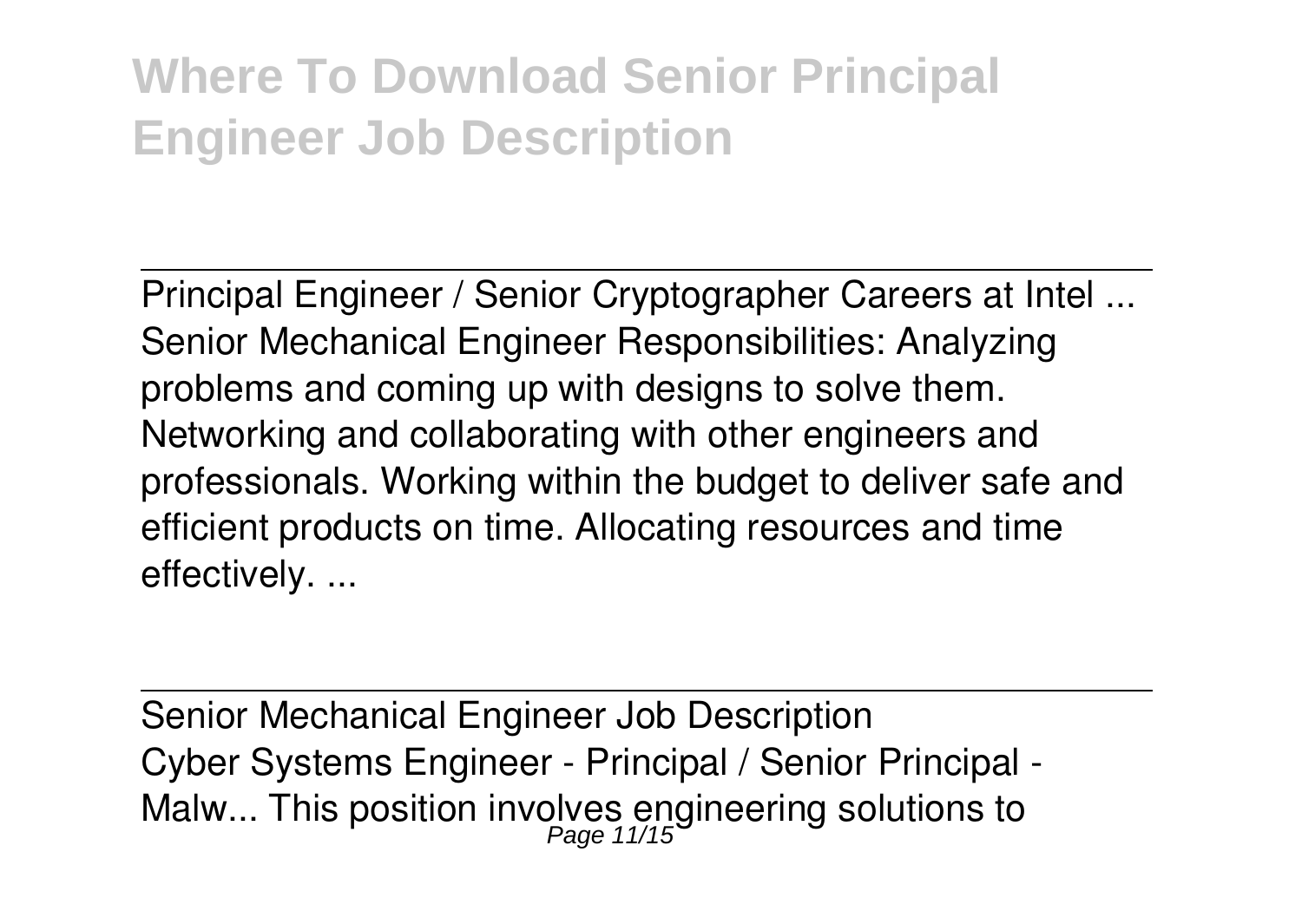Principal Engineer / Senior Cryptographer Careers at Intel ...

Senior Mechanical Engineer Responsibilities: Analyzing problems and coming up with designs to solve them. Networking and collaborating with other engineers and professionals. Working within the budget to deliver safe and efficient products on time. Allocating resources and time effectively. ...

Senior Mechanical Engineer Job Description

Cyber Systems Engineer - Principal / Senior Principal - Malw... This position involves engineering solutions to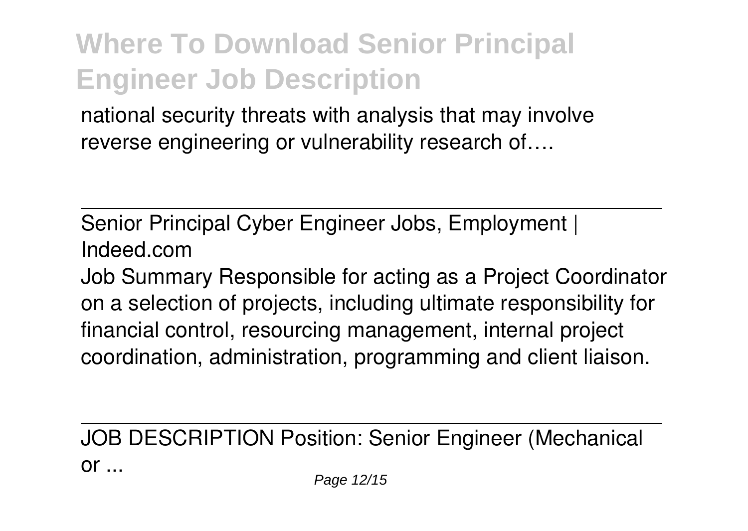national security threats with analysis that may involve reverse engineering or vulnerability research of….

Senior Principal Cyber Engineer Jobs, Employment | Indeed.com

Job Summary Responsible for acting as a Project Coordinator on a selection of projects, including ultimate responsibility for financial control, resourcing management, internal project coordination, administration, programming and client liaison.

JOB DESCRIPTION Position: Senior Engineer (Mechanical or ...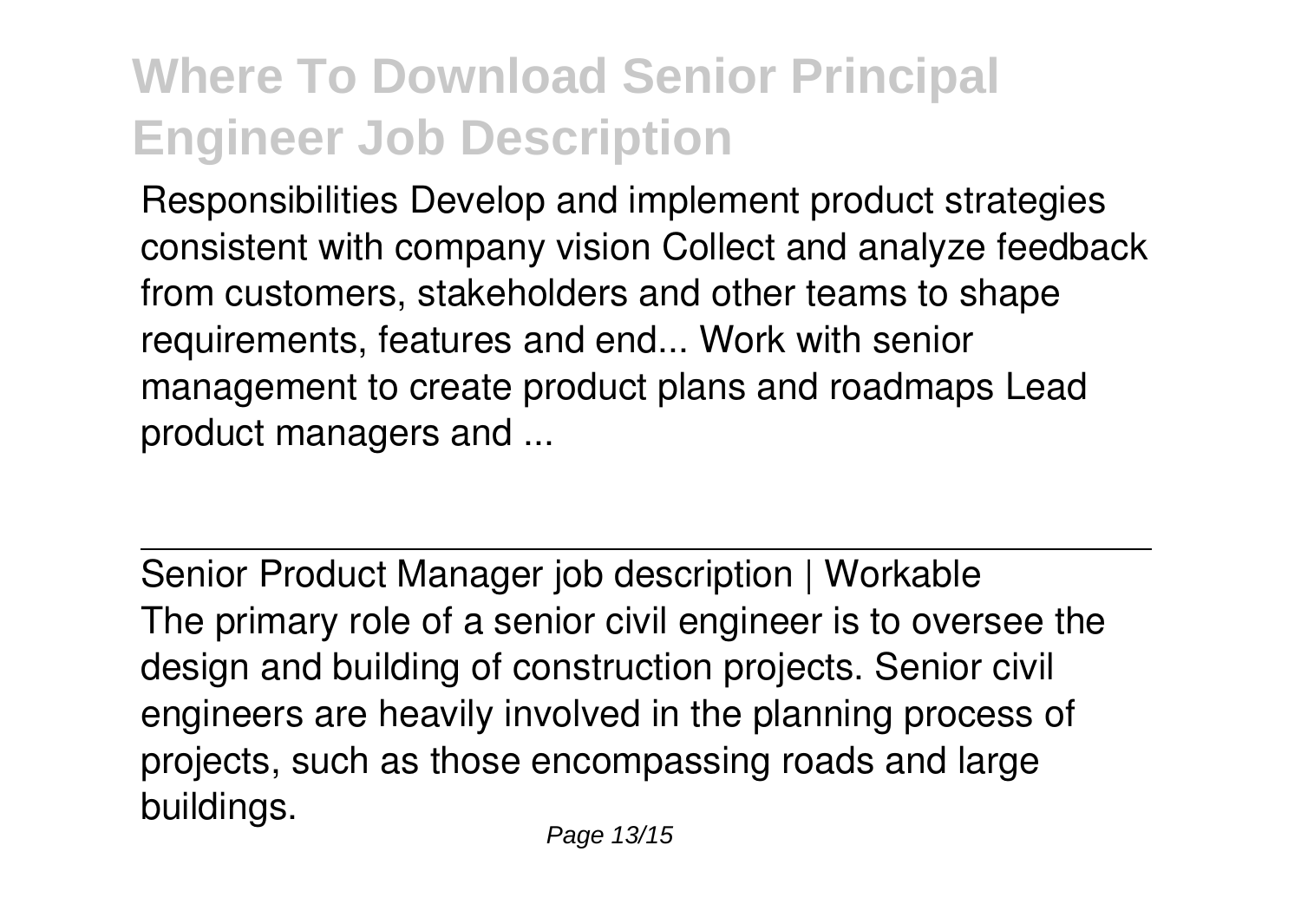Responsibilities Develop and implement product strategies consistent with company vision Collect and analyze feedback from customers, stakeholders and other teams to shape requirements, features and end... Work with senior management to create product plans and roadmaps Lead product managers and ...

---

Senior Product Manager job description | Workable

The primary role of a senior civil engineer is to oversee the design and building of construction projects. Senior civil engineers are heavily involved in the planning process of projects, such as those encompassing roads and large buildings.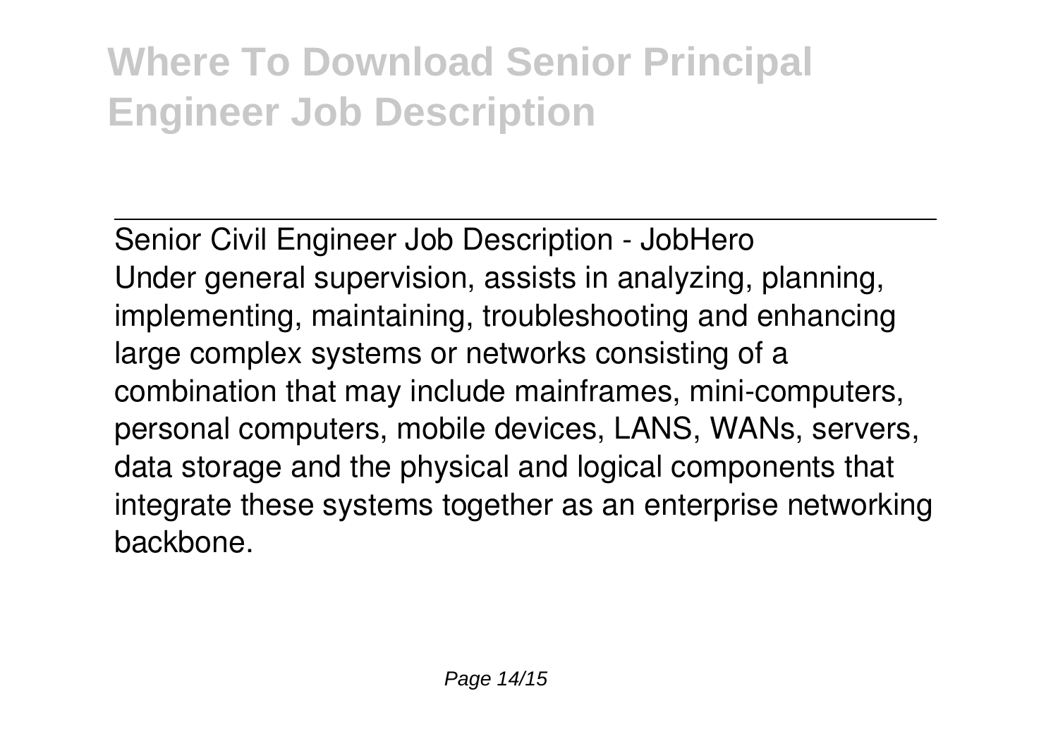Senior Civil Engineer Job Description - JobHero

Under general supervision, assists in analyzing, planning, implementing, maintaining, troubleshooting and enhancing large complex systems or networks consisting of a combination that may include mainframes, mini-computers, personal computers, mobile devices, LANS, WANs, servers, data storage and the physical and logical components that integrate these systems together as an enterprise networking backbone.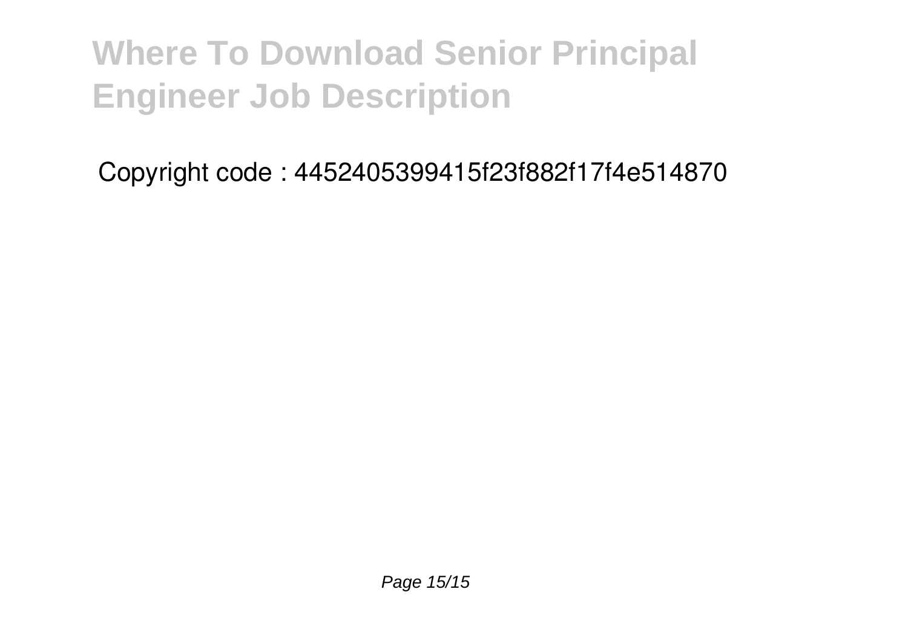Copyright code : 4452405399415f23f882f17f4e514870